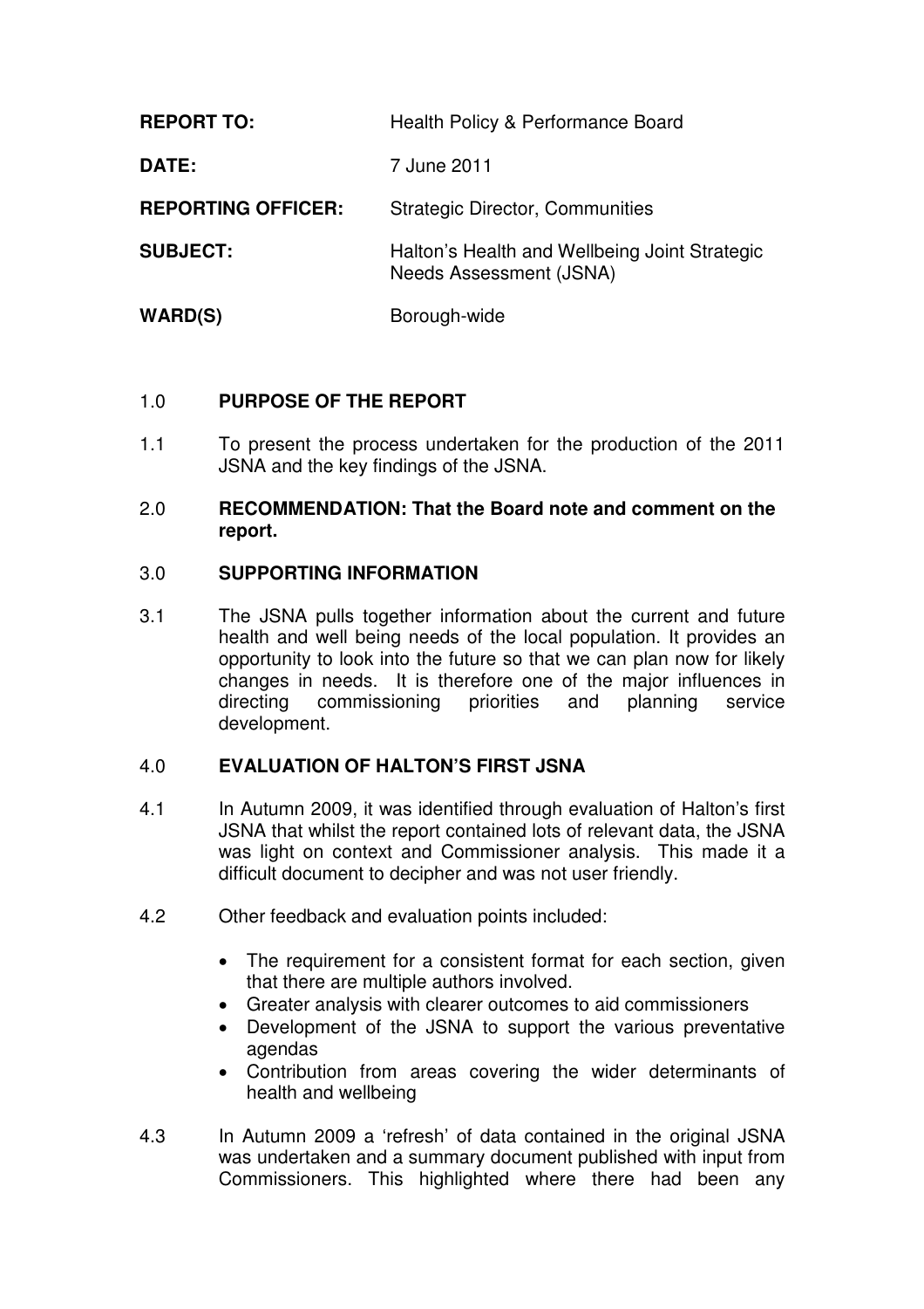**REPORT TO:** Health Policy & Performance Board

**DATE:** 7 June 2011

**REPORTING OFFICER:** Strategic Director, Communities

**SUBJECT:** Halton's Health and Wellbeing Joint Strategic Needs Assessment (JSNA)

**WARD(S)** Borough-wide

## 1.0 PURPOSE OF THE REPORT

1.1 To present the process undertaken for the production of the 2011 JSNA and the key findings of the JSNA.

## 2.0 RECOMMENDATION: That the Board note and comment on the report.

## 3.0 SUPPORTING INFORMATION

3.1 The JSNA pulls together information about the current and future health and well being needs of the local population. It provides an opportunity to look into the future so that we can plan now for likely changes in needs. It is therefore one of the major influences in directing commissioning priorities and planning service development.

## 4.0 EVALUATION OF HALTON'S FIRST JSNA

4.1 In Autumn 2009, it was identified through evaluation of Halton's first JSNA that whilst the report contained lots of relevant data, the JSNA was light on context and Commissioner analysis. This made it a difficult document to decipher and was not user friendly.

4.2 Other feedback and evaluation points included:

- The requirement for a consistent format for each section, given that there are multiple authors involved.
- Greater analysis with clearer outcomes to aid commissioners
- Development of the JSNA to support the various preventative agendas
- Contribution from areas covering the wider determinants of health and wellbeing

4.3 In Autumn 2009 a 'refresh' of data contained in the original JSNA was undertaken and a summary document published with input from Commissioners. This highlighted where there had been any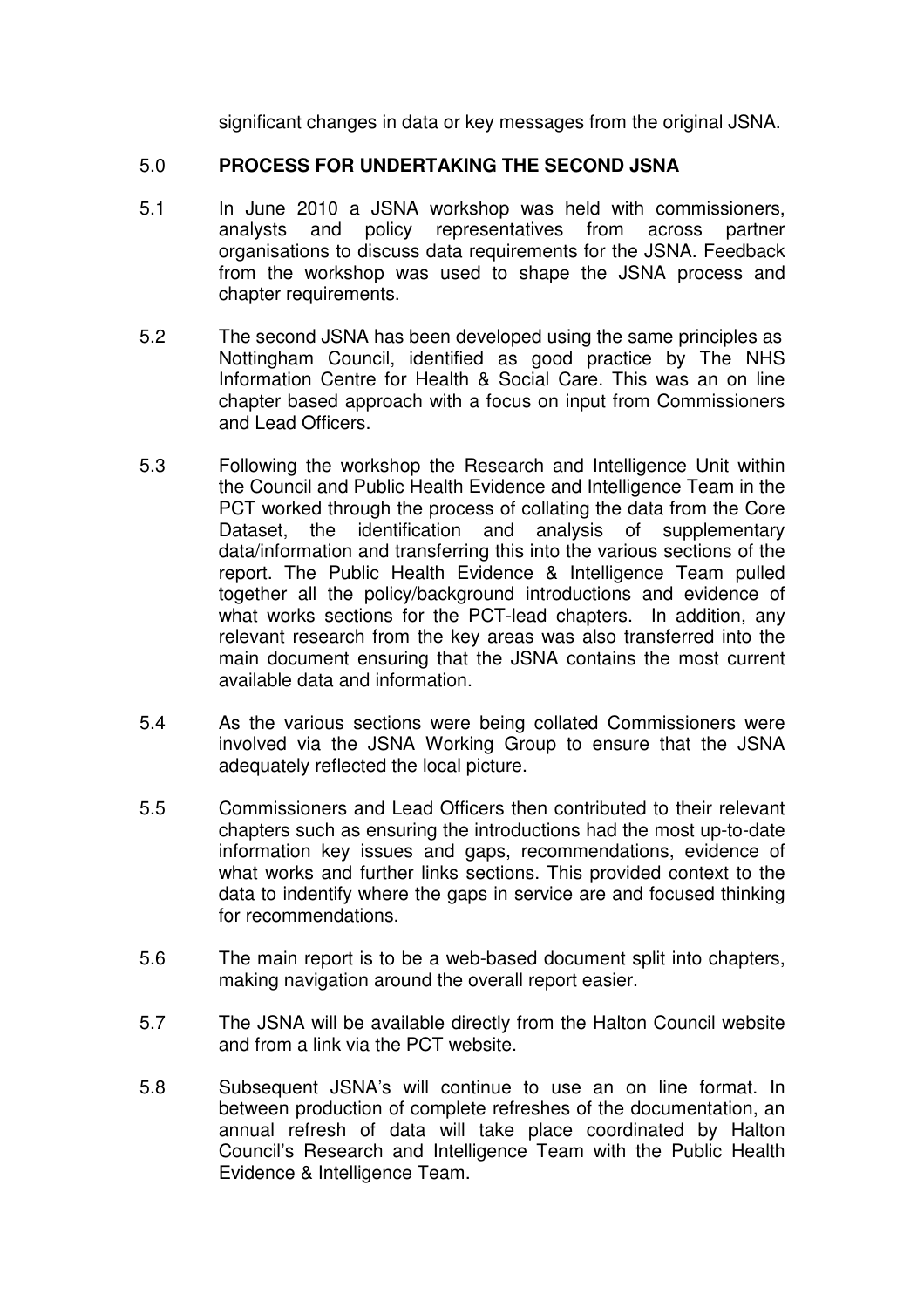significant changes in data or key messages from the original JSNA.

## 5.0 PROCESS FOR UNDERTAKING THE SECOND JSNA

5.1 In June 2010 a JSNA workshop was held with commissioners, analysts and policy representatives from across partner organisations to discuss data requirements for the JSNA. Feedback from the workshop was used to shape the JSNA process and chapter requirements.

5.2 The second JSNA has been developed using the same principles as Nottingham Council, identified as good practice by The NHS Information Centre for Health & Social Care. This was an on line chapter based approach with a focus on input from Commissioners and Lead Officers.

5.3 Following the workshop the Research and Intelligence Unit within the Council and Public Health Evidence and Intelligence Team in the PCT worked through the process of collating the data from the Core Dataset, the identification and analysis of supplementary data/information and transferring this into the various sections of the report. The Public Health Evidence & Intelligence Team pulled together all the policy/background introductions and evidence of what works sections for the PCT-lead chapters. In addition, any relevant research from the key areas was also transferred into the main document ensuring that the JSNA contains the most current available data and information.

5.4 As the various sections were being collated Commissioners were involved via the JSNA Working Group to ensure that the JSNA adequately reflected the local picture.

5.5 Commissioners and Lead Officers then contributed to their relevant chapters such as ensuring the introductions had the most up-to-date information key issues and gaps, recommendations, evidence of what works and further links sections. This provided context to the data to indentify where the gaps in service are and focused thinking for recommendations.

5.6 The main report is to be a web-based document split into chapters, making navigation around the overall report easier.

5.7 The JSNA will be available directly from the Halton Council website and from a link via the PCT website.

5.8 Subsequent JSNA's will continue to use an on line format. In between production of complete refreshes of the documentation, an annual refresh of data will take place coordinated by Halton Council's Research and Intelligence Team with the Public Health Evidence & Intelligence Team.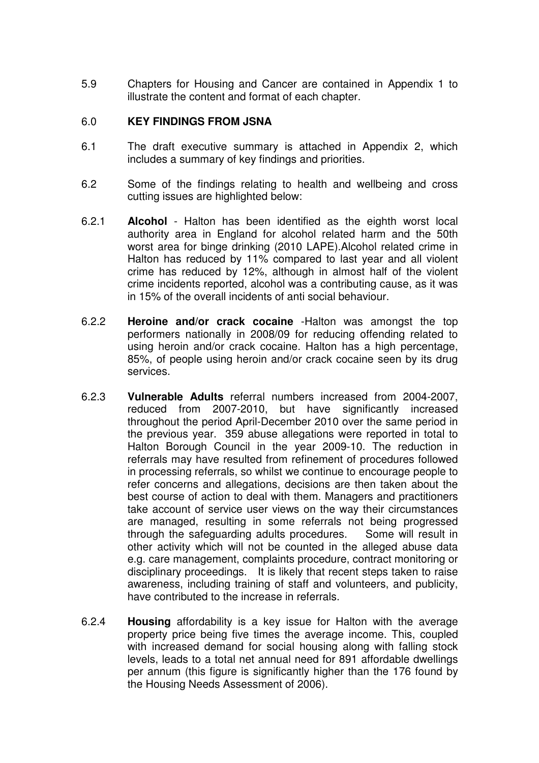5.9 Chapters for Housing and Cancer are contained in Appendix 1 to illustrate the content and format of each chapter.

## 6.0 KEY FINDINGS FROM JSNA

6.1 The draft executive summary is attached in Appendix 2, which includes a summary of key findings and priorities.

6.2 Some of the findings relating to health and wellbeing and cross cutting issues are highlighted below:

6.2.1 **Alcohol** - Halton has been identified as the eighth worst local authority area in England for alcohol related harm and the 50th worst area for binge drinking (2010 LAPE).Alcohol related crime in Halton has reduced by 11% compared to last year and all violent crime has reduced by 12%, although in almost half of the violent crime incidents reported, alcohol was a contributing cause, as it was in 15% of the overall incidents of anti social behaviour.

6.2.2 **Heroine and/or crack cocaine** -Halton was amongst the top performers nationally in 2008/09 for reducing offending related to using heroin and/or crack cocaine. Halton has a high percentage, 85%, of people using heroin and/or crack cocaine seen by its drug services.

6.2.3 **Vulnerable Adults** referral numbers increased from 2004-2007, reduced from 2007-2010, but have significantly increased throughout the period April-December 2010 over the same period in the previous year. 359 abuse allegations were reported in total to Halton Borough Council in the year 2009-10. The reduction in referrals may have resulted from refinement of procedures followed in processing referrals, so whilst we continue to encourage people to refer concerns and allegations, decisions are then taken about the best course of action to deal with them. Managers and practitioners take account of service user views on the way their circumstances are managed, resulting in some referrals not being progressed through the safeguarding adults procedures. Some will result in other activity which will not be counted in the alleged abuse data e.g. care management, complaints procedure, contract monitoring or disciplinary proceedings. It is likely that recent steps taken to raise awareness, including training of staff and volunteers, and publicity, have contributed to the increase in referrals.

6.2.4 **Housing** affordability is a key issue for Halton with the average property price being five times the average income. This, coupled with increased demand for social housing along with falling stock levels, leads to a total net annual need for 891 affordable dwellings per annum (this figure is significantly higher than the 176 found by the Housing Needs Assessment of 2006).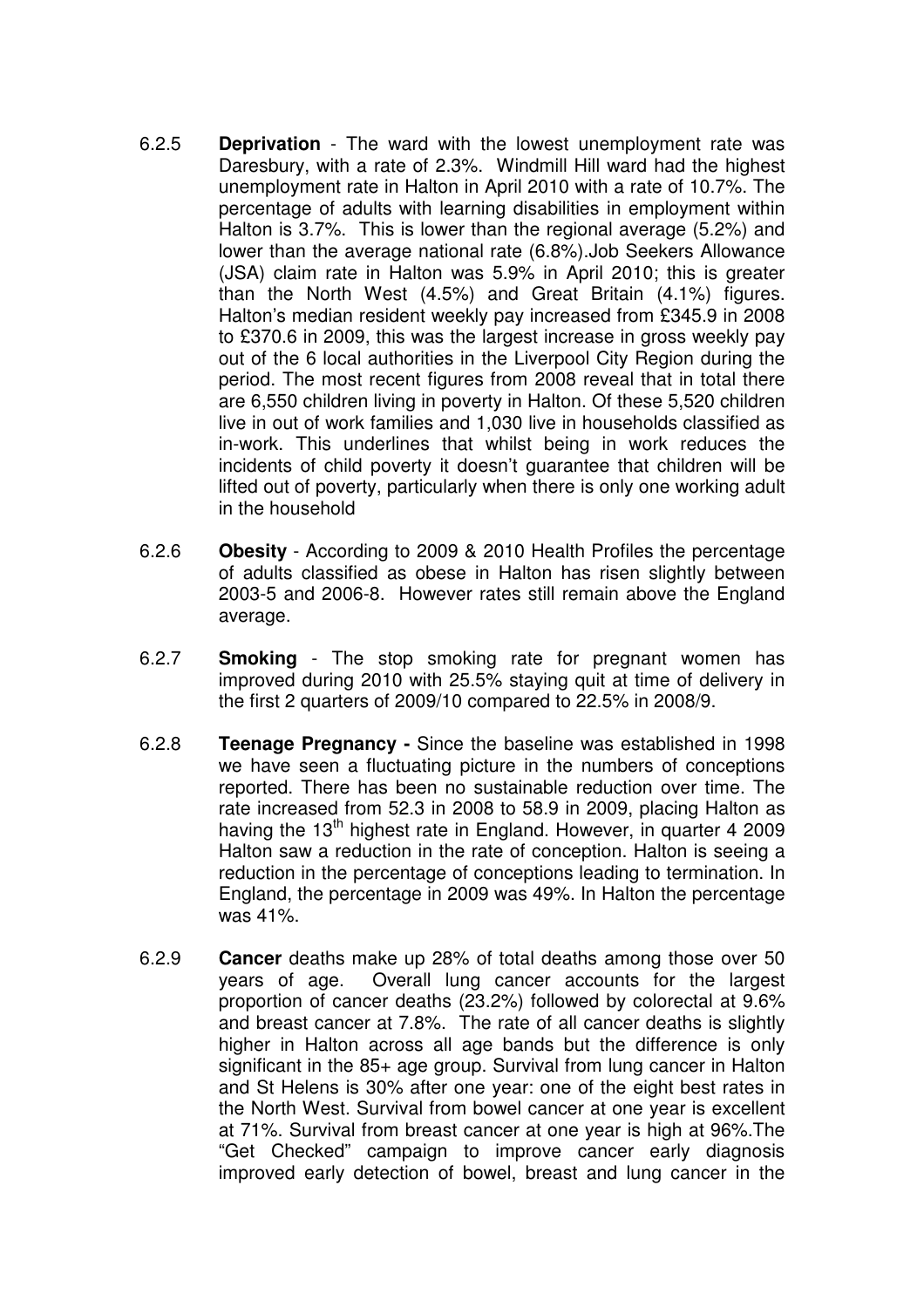6.2.5 **Deprivation** - The ward with the lowest unemployment rate was Daresbury, with a rate of 2.3%. Windmill Hill ward had the highest unemployment rate in Halton in April 2010 with a rate of 10.7%. The percentage of adults with learning disabilities in employment within Halton is 3.7%. This is lower than the regional average (5.2%) and lower than the average national rate (6.8%).Job Seekers Allowance (JSA) claim rate in Halton was 5.9% in April 2010; this is greater than the North West (4.5%) and Great Britain (4.1%) figures. Halton's median resident weekly pay increased from £345.9 in 2008 to £370.6 in 2009, this was the largest increase in gross weekly pay out of the 6 local authorities in the Liverpool City Region during the period. The most recent figures from 2008 reveal that in total there are 6,550 children living in poverty in Halton. Of these 5,520 children live in out of work families and 1,030 live in households classified as in-work. This underlines that whilst being in work reduces the incidents of child poverty it doesn't guarantee that children will be lifted out of poverty, particularly when there is only one working adult in the household

6.2.6 **Obesity** - According to 2009 & 2010 Health Profiles the percentage of adults classified as obese in Halton has risen slightly between 2003-5 and 2006-8. However rates still remain above the England average.

6.2.7 **Smoking** - The stop smoking rate for pregnant women has improved during 2010 with 25.5% staying quit at time of delivery in the first 2 quarters of 2009/10 compared to 22.5% in 2008/9.

6.2.8 **Teenage Pregnancy -** Since the baseline was established in 1998 we have seen a fluctuating picture in the numbers of conceptions reported. There has been no sustainable reduction over time. The rate increased from 52.3 in 2008 to 58.9 in 2009, placing Halton as having the 13th highest rate in England. However, in quarter 4 2009 Halton saw a reduction in the rate of conception. Halton is seeing a reduction in the percentage of conceptions leading to termination. In England, the percentage in 2009 was 49%. In Halton the percentage was 41%.

6.2.9 **Cancer** deaths make up 28% of total deaths among those over 50 years of age. Overall lung cancer accounts for the largest proportion of cancer deaths (23.2%) followed by colorectal at 9.6% and breast cancer at 7.8%. The rate of all cancer deaths is slightly higher in Halton across all age bands but the difference is only significant in the 85+ age group. Survival from lung cancer in Halton and St Helens is 30% after one year: one of the eight best rates in the North West. Survival from bowel cancer at one year is excellent at 71%. Survival from breast cancer at one year is high at 96%.The "Get Checked" campaign to improve cancer early diagnosis improved early detection of bowel, breast and lung cancer in the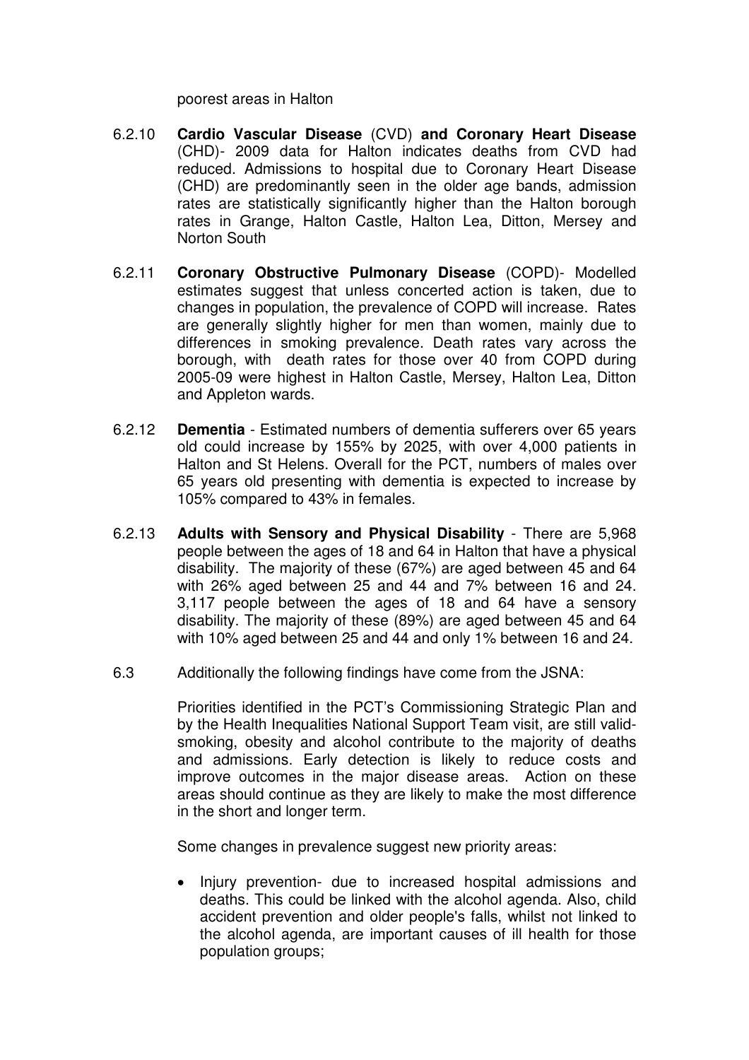poorest areas in Halton

6.2.10 **Cardio Vascular Disease** (CVD) **and Coronary Heart Disease** (CHD)- 2009 data for Halton indicates deaths from CVD had reduced. Admissions to hospital due to Coronary Heart Disease (CHD) are predominantly seen in the older age bands, admission rates are statistically significantly higher than the Halton borough rates in Grange, Halton Castle, Halton Lea, Ditton, Mersey and Norton South

6.2.11 **Coronary Obstructive Pulmonary Disease** (COPD)- Modelled estimates suggest that unless concerted action is taken, due to changes in population, the prevalence of COPD will increase. Rates are generally slightly higher for men than women, mainly due to differences in smoking prevalence. Death rates vary across the borough, with death rates for those over 40 from COPD during 2005-09 were highest in Halton Castle, Mersey, Halton Lea, Ditton and Appleton wards.

6.2.12 **Dementia** - Estimated numbers of dementia sufferers over 65 years old could increase by 155% by 2025, with over 4,000 patients in Halton and St Helens. Overall for the PCT, numbers of males over 65 years old presenting with dementia is expected to increase by 105% compared to 43% in females.

6.2.13 **Adults with Sensory and Physical Disability** - There are 5,968 people between the ages of 18 and 64 in Halton that have a physical disability. The majority of these (67%) are aged between 45 and 64 with 26% aged between 25 and 44 and 7% between 16 and 24. 3,117 people between the ages of 18 and 64 have a sensory disability. The majority of these (89%) are aged between 45 and 64 with 10% aged between 25 and 44 and only 1% between 16 and 24.

6.3 Additionally the following findings have come from the JSNA:

Priorities identified in the PCT's Commissioning Strategic Plan and by the Health Inequalities National Support Team visit, are still valid- smoking, obesity and alcohol contribute to the majority of deaths and admissions. Early detection is likely to reduce costs and improve outcomes in the major disease areas. Action on these areas should continue as they are likely to make the most difference in the short and longer term.

Some changes in prevalence suggest new priority areas:

- Injury prevention- due to increased hospital admissions and deaths. This could be linked with the alcohol agenda. Also, child accident prevention and older people's falls, whilst not linked to the alcohol agenda, are important causes of ill health for those population groups;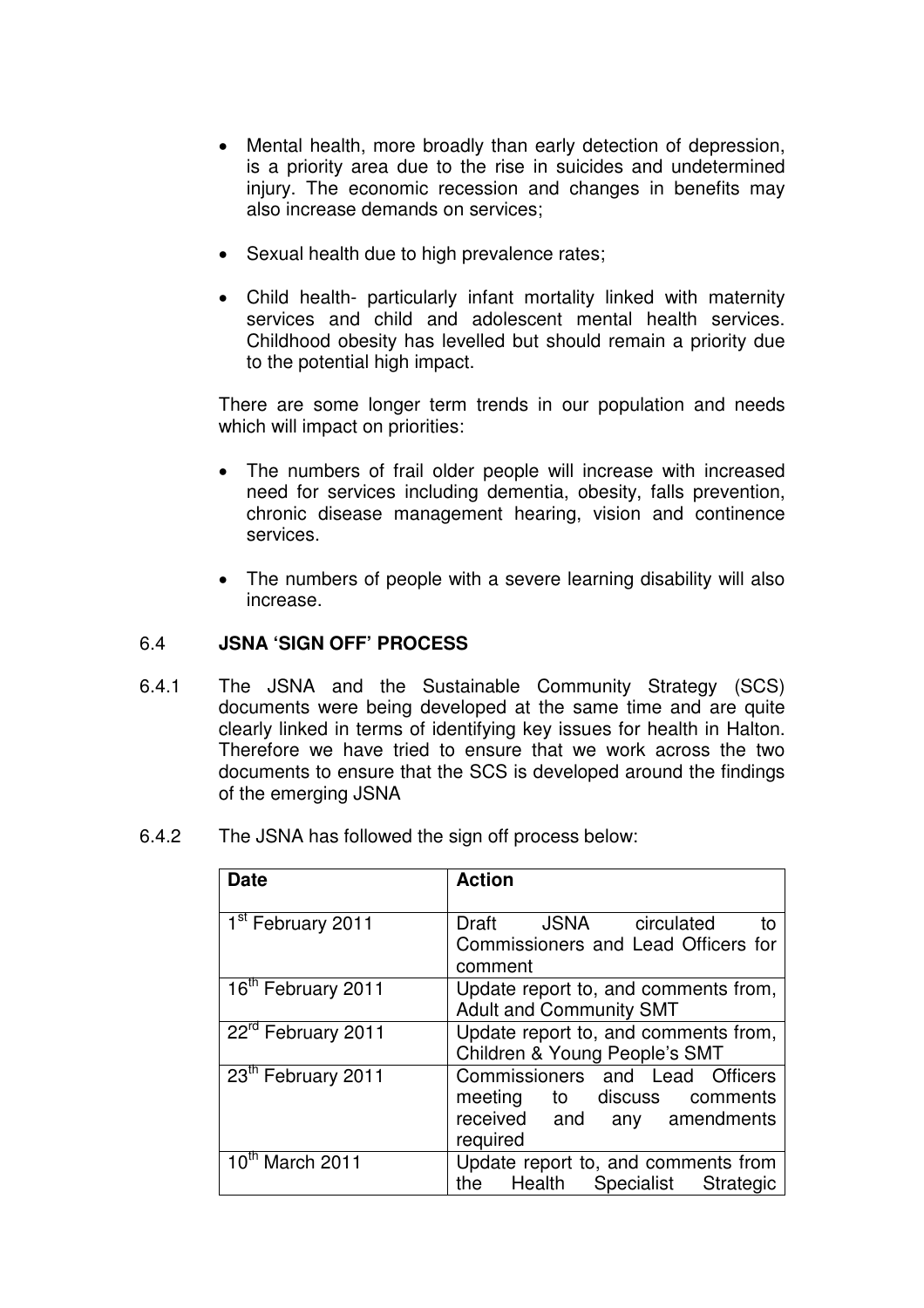- Mental health, more broadly than early detection of depression, is a priority area due to the rise in suicides and undetermined injury. The economic recession and changes in benefits may also increase demands on services;

- Sexual health due to high prevalence rates;

- Child health- particularly infant mortality linked with maternity services and child and adolescent mental health services. Childhood obesity has levelled but should remain a priority due to the potential high impact.

There are some longer term trends in our population and needs which will impact on priorities:

- The numbers of frail older people will increase with increased need for services including dementia, obesity, falls prevention, chronic disease management hearing, vision and continence services.

- The numbers of people with a severe learning disability will also increase.

## 6.4 JSNA 'SIGN OFF' PROCESS

6.4.1 The JSNA and the Sustainable Community Strategy (SCS) documents were being developed at the same time and are quite clearly linked in terms of identifying key issues for health in Halton. Therefore we have tried to ensure that we work across the two documents to ensure that the SCS is developed around the findings of the emerging JSNA

6.4.2 The JSNA has followed the sign off process below:

| Date | Action |
|---|---|
| 1st February 2011 | Draft JSNA circulated to Commissioners and Lead Officers for comment |
| 16th February 2011 | Update report to, and comments from, Adult and Community SMT |
| 22rd February 2011 | Update report to, and comments from, Children & Young People's SMT |
| 23th February 2011 | Commissioners and Lead Officers meeting to discuss comments received and any amendments required |
| 10th March 2011 | Update report to, and comments from the Health Specialist Strategic |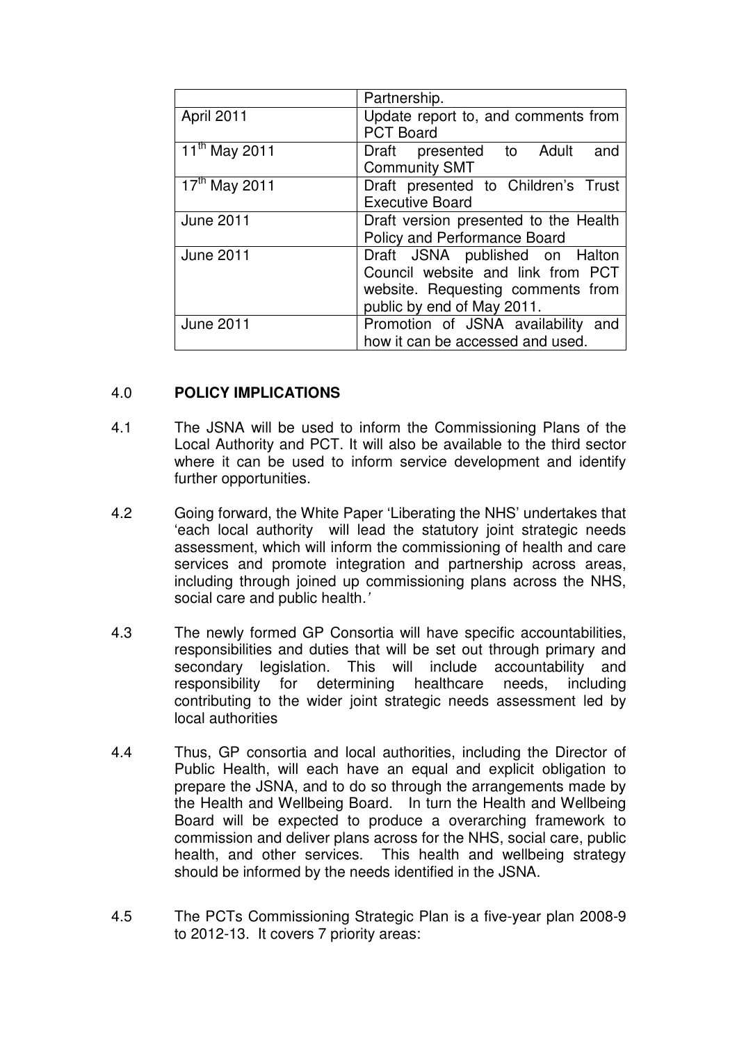| | |
|---|---|
| | Partnership. |
| April 2011 | Update report to, and comments from PCT Board |
| 11th May 2011 | Draft presented to Adult and Community SMT |
| 17th May 2011 | Draft presented to Children's Trust Executive Board |
| June 2011 | Draft version presented to the Health Policy and Performance Board |
| June 2011 | Draft JSNA published on Halton Council website and link from PCT website. Requesting comments from public by end of May 2011. |
| June 2011 | Promotion of JSNA availability and how it can be accessed and used. |

## 4.0 POLICY IMPLICATIONS

4.1 The JSNA will be used to inform the Commissioning Plans of the Local Authority and PCT. It will also be available to the third sector where it can be used to inform service development and identify further opportunities.

4.2 Going forward, the White Paper 'Liberating the NHS' undertakes that 'each local authority will lead the statutory joint strategic needs assessment, which will inform the commissioning of health and care services and promote integration and partnership across areas, including through joined up commissioning plans across the NHS, social care and public health.*'*

4.3 The newly formed GP Consortia will have specific accountabilities, responsibilities and duties that will be set out through primary and secondary legislation. This will include accountability and responsibility for determining healthcare needs, including contributing to the wider joint strategic needs assessment led by local authorities

4.4 Thus, GP consortia and local authorities, including the Director of Public Health, will each have an equal and explicit obligation to prepare the JSNA, and to do so through the arrangements made by the Health and Wellbeing Board. In turn the Health and Wellbeing Board will be expected to produce a overarching framework to commission and deliver plans across for the NHS, social care, public health, and other services. This health and wellbeing strategy should be informed by the needs identified in the JSNA.

4.5 The PCTs Commissioning Strategic Plan is a five-year plan 2008-9 to 2012-13. It covers 7 priority areas: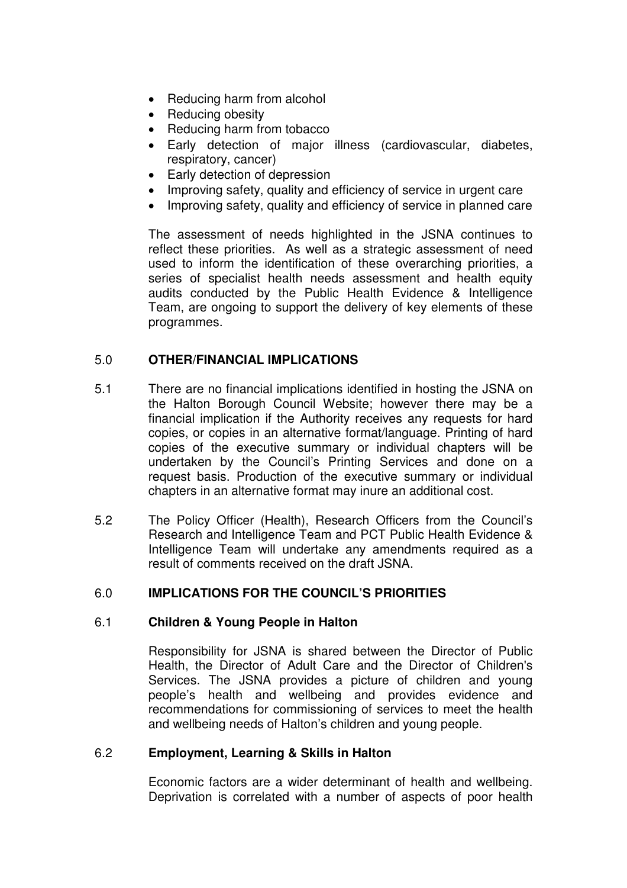- Reducing harm from alcohol
- Reducing obesity
- Reducing harm from tobacco
- Early detection of major illness (cardiovascular, diabetes, respiratory, cancer)
- Early detection of depression
- Improving safety, quality and efficiency of service in urgent care
- Improving safety, quality and efficiency of service in planned care

The assessment of needs highlighted in the JSNA continues to reflect these priorities. As well as a strategic assessment of need used to inform the identification of these overarching priorities, a series of specialist health needs assessment and health equity audits conducted by the Public Health Evidence & Intelligence Team, are ongoing to support the delivery of key elements of these programmes.

## 5.0 OTHER/FINANCIAL IMPLICATIONS

5.1 There are no financial implications identified in hosting the JSNA on the Halton Borough Council Website; however there may be a financial implication if the Authority receives any requests for hard copies, or copies in an alternative format/language. Printing of hard copies of the executive summary or individual chapters will be undertaken by the Council's Printing Services and done on a request basis. Production of the executive summary or individual chapters in an alternative format may inure an additional cost.

5.2 The Policy Officer (Health), Research Officers from the Council's Research and Intelligence Team and PCT Public Health Evidence & Intelligence Team will undertake any amendments required as a result of comments received on the draft JSNA.

## 6.0 IMPLICATIONS FOR THE COUNCIL'S PRIORITIES

### 6.1 Children & Young People in Halton

Responsibility for JSNA is shared between the Director of Public Health, the Director of Adult Care and the Director of Children's Services. The JSNA provides a picture of children and young people's health and wellbeing and provides evidence and recommendations for commissioning of services to meet the health and wellbeing needs of Halton's children and young people.

### 6.2 Employment, Learning & Skills in Halton

Economic factors are a wider determinant of health and wellbeing. Deprivation is correlated with a number of aspects of poor health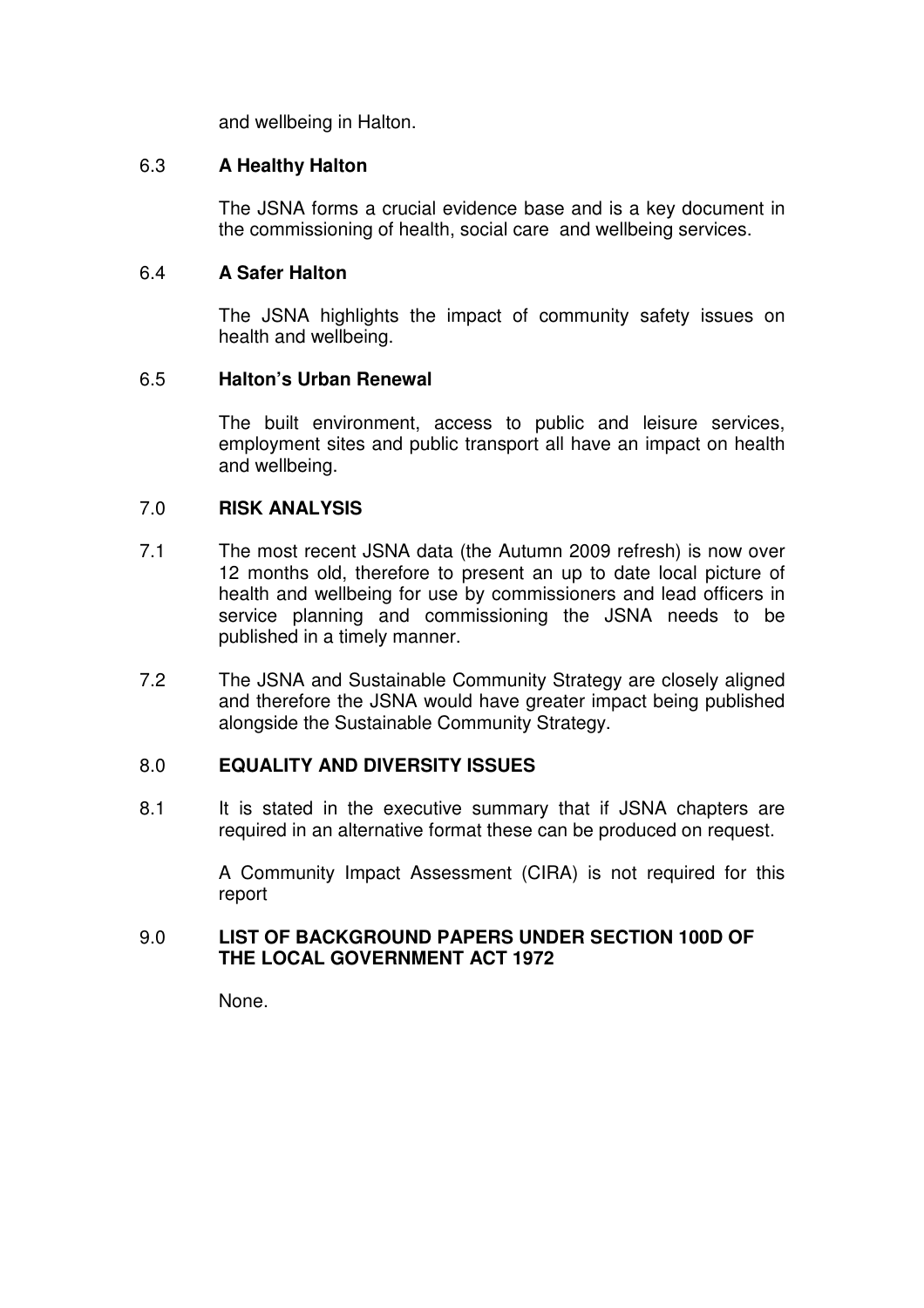and wellbeing in Halton.

6.3 **A Healthy Halton**

The JSNA forms a crucial evidence base and is a key document in the commissioning of health, social care and wellbeing services.

6.4 **A Safer Halton**

The JSNA highlights the impact of community safety issues on health and wellbeing.

6.5 **Halton's Urban Renewal**

The built environment, access to public and leisure services, employment sites and public transport all have an impact on health and wellbeing.

## 7.0 RISK ANALYSIS

7.1 The most recent JSNA data (the Autumn 2009 refresh) is now over 12 months old, therefore to present an up to date local picture of health and wellbeing for use by commissioners and lead officers in service planning and commissioning the JSNA needs to be published in a timely manner.

7.2 The JSNA and Sustainable Community Strategy are closely aligned and therefore the JSNA would have greater impact being published alongside the Sustainable Community Strategy.

## 8.0 EQUALITY AND DIVERSITY ISSUES

8.1 It is stated in the executive summary that if JSNA chapters are required in an alternative format these can be produced on request.

A Community Impact Assessment (CIRA) is not required for this report

## 9.0 LIST OF BACKGROUND PAPERS UNDER SECTION 100D OF THE LOCAL GOVERNMENT ACT 1972

None.